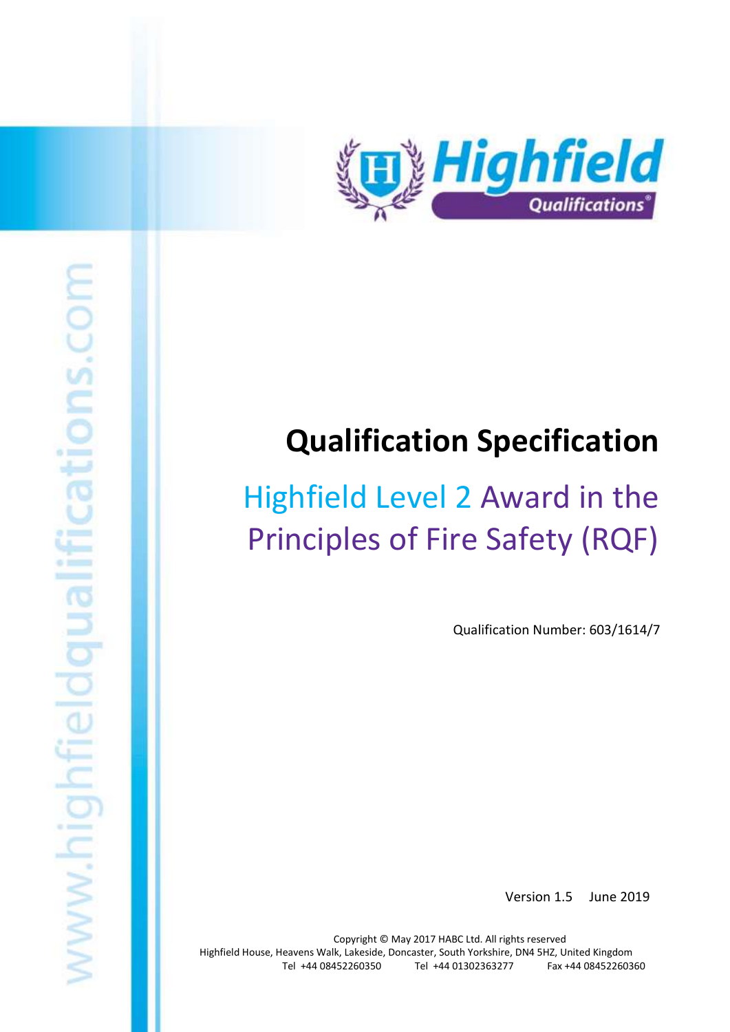# Qualification Specification

## Highfield Level 2 Award in the Principles of Fire Safety (RQF)

Qualification Number: 603/1614/7

Version 1.5 June 2019

Copyright © May 2017 HABC Ltd. All rights reserved
Highfield House, Heavens Walk, Lakeside, Doncaster, South Yorkshire, DN4 5HZ, United Kingdom
Tel +44 08452260350 Tel +44 01302363277 Fax +44 08452260360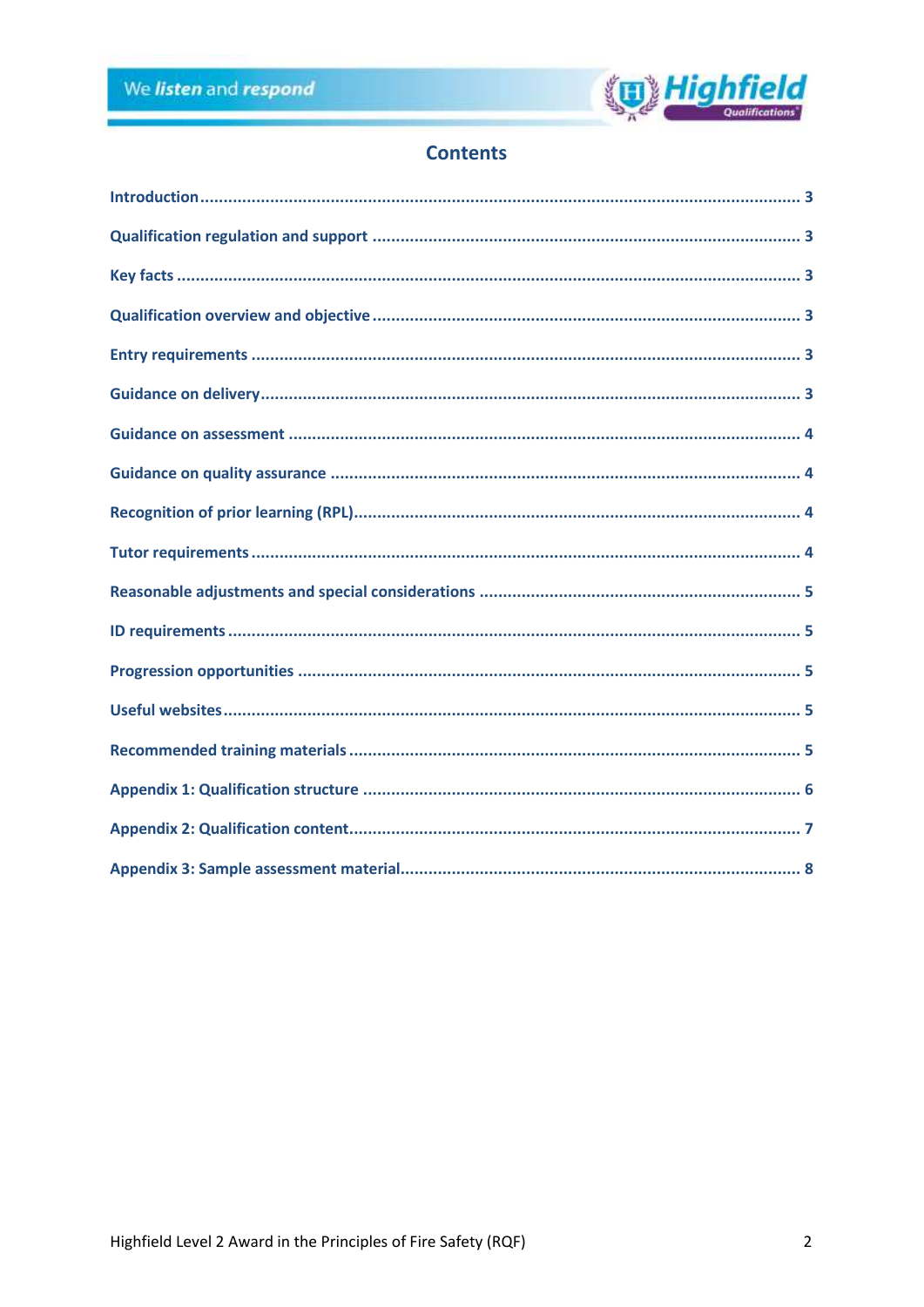## Contents

| | |
|---|---|
| Introduction | 3 |
| Qualification regulation and support | 3 |
| Key facts | 3 |
| Qualification overview and objective | 3 |
| Entry requirements | 3 |
| Guidance on delivery | 3 |
| Guidance on assessment | 4 |
| Guidance on quality assurance | 4 |
| Recognition of prior learning (RPL) | 4 |
| Tutor requirements | 4 |
| Reasonable adjustments and special considerations | 5 |
| ID requirements | 5 |
| Progression opportunities | 5 |
| Useful websites | 5 |
| Recommended training materials | 5 |
| Appendix 1: Qualification structure | 6 |
| Appendix 2: Qualification content | 7 |
| Appendix 3: Sample assessment material | 8 |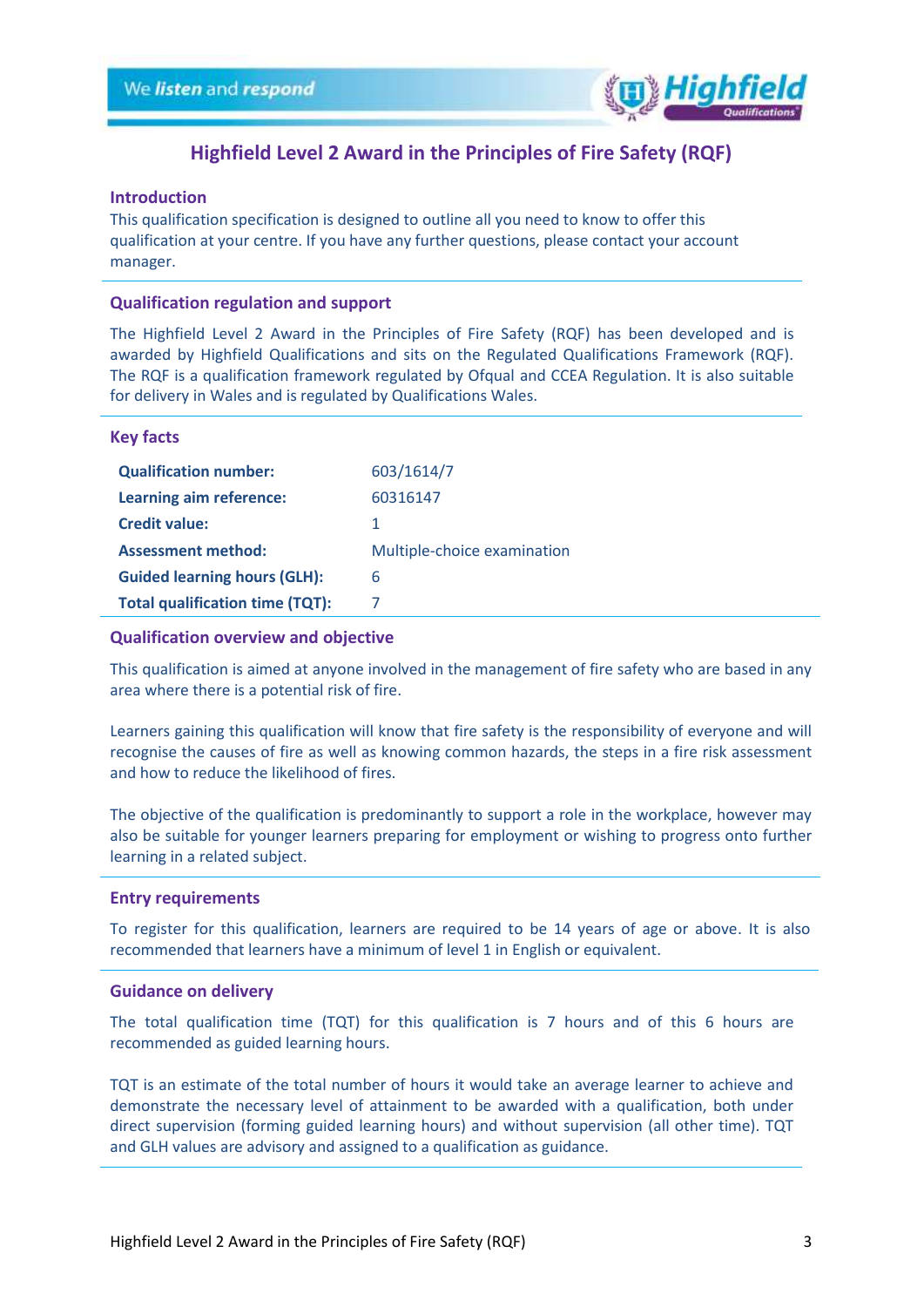# Highfield Level 2 Award in the Principles of Fire Safety (RQF)

## Introduction

This qualification specification is designed to outline all you need to know to offer this qualification at your centre. If you have any further questions, please contact your account manager.

## Qualification regulation and support

The Highfield Level 2 Award in the Principles of Fire Safety (RQF) has been developed and is awarded by Highfield Qualifications and sits on the Regulated Qualifications Framework (RQF). The RQF is a qualification framework regulated by Ofqual and CCEA Regulation. It is also suitable for delivery in Wales and is regulated by Qualifications Wales.

## Key facts

| | |
|---|---|
| **Qualification number:** | 603/1614/7 |
| **Learning aim reference:** | 60316147 |
| **Credit value:** | 1 |
| **Assessment method:** | Multiple-choice examination |
| **Guided learning hours (GLH):** | 6 |
| **Total qualification time (TQT):** | 7 |

## Qualification overview and objective

This qualification is aimed at anyone involved in the management of fire safety who are based in any area where there is a potential risk of fire.

Learners gaining this qualification will know that fire safety is the responsibility of everyone and will recognise the causes of fire as well as knowing common hazards, the steps in a fire risk assessment and how to reduce the likelihood of fires.

The objective of the qualification is predominantly to support a role in the workplace, however may also be suitable for younger learners preparing for employment or wishing to progress onto further learning in a related subject.

## Entry requirements

To register for this qualification, learners are required to be 14 years of age or above. It is also recommended that learners have a minimum of level 1 in English or equivalent.

## Guidance on delivery

The total qualification time (TQT) for this qualification is 7 hours and of this 6 hours are recommended as guided learning hours.

TQT is an estimate of the total number of hours it would take an average learner to achieve and demonstrate the necessary level of attainment to be awarded with a qualification, both under direct supervision (forming guided learning hours) and without supervision (all other time). TQT and GLH values are advisory and assigned to a qualification as guidance.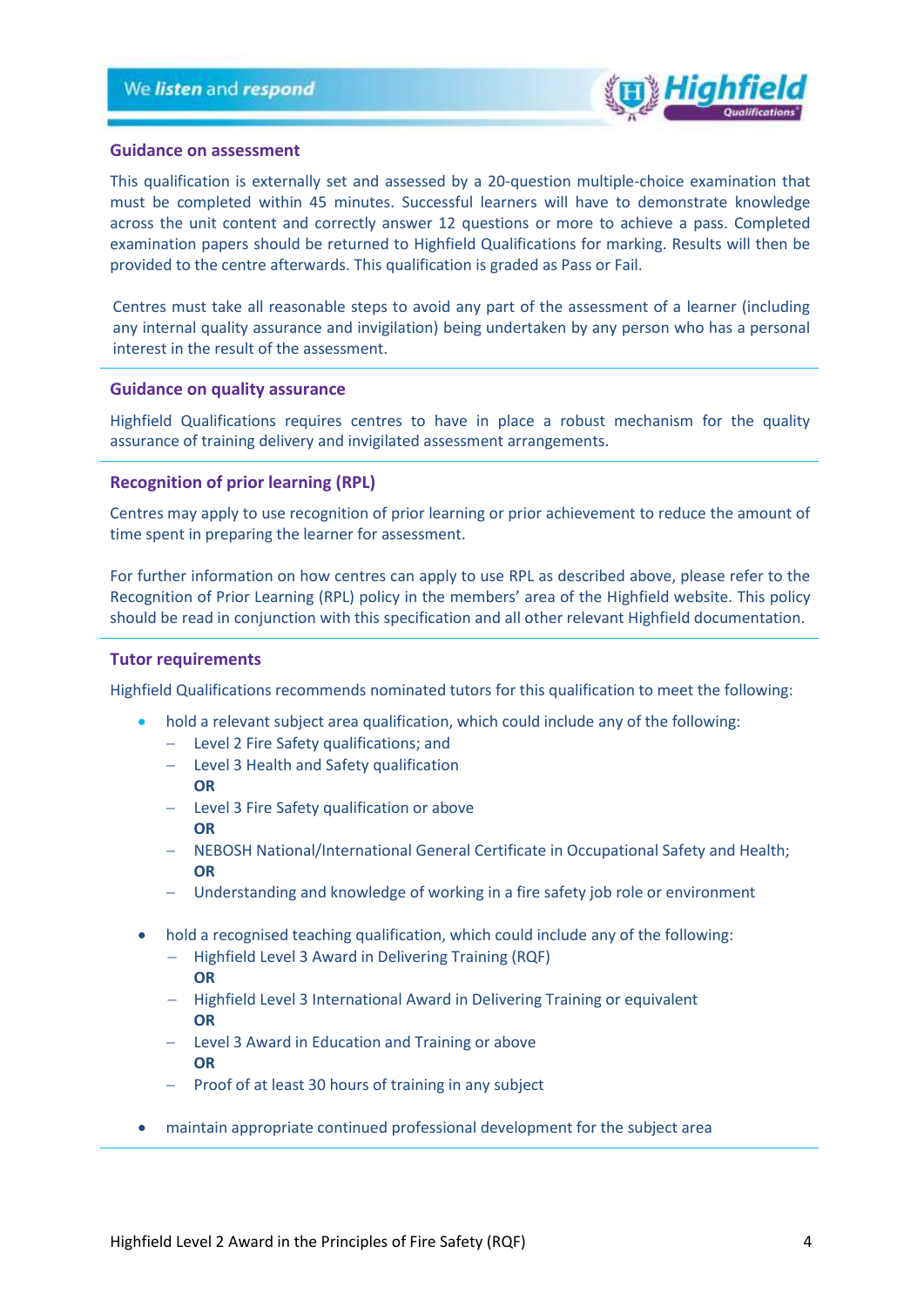## Guidance on assessment

This qualification is externally set and assessed by a 20-question multiple-choice examination that must be completed within 45 minutes. Successful learners will have to demonstrate knowledge across the unit content and correctly answer 12 questions or more to achieve a pass. Completed examination papers should be returned to Highfield Qualifications for marking. Results will then be provided to the centre afterwards. This qualification is graded as Pass or Fail.

Centres must take all reasonable steps to avoid any part of the assessment of a learner (including any internal quality assurance and invigilation) being undertaken by any person who has a personal interest in the result of the assessment.

## Guidance on quality assurance

Highfield Qualifications requires centres to have in place a robust mechanism for the quality assurance of training delivery and invigilated assessment arrangements.

## Recognition of prior learning (RPL)

Centres may apply to use recognition of prior learning or prior achievement to reduce the amount of time spent in preparing the learner for assessment.

For further information on how centres can apply to use RPL as described above, please refer to the Recognition of Prior Learning (RPL) policy in the members' area of the Highfield website. This policy should be read in conjunction with this specification and all other relevant Highfield documentation.

## Tutor requirements

Highfield Qualifications recommends nominated tutors for this qualification to meet the following:

- hold a relevant subject area qualification, which could include any of the following:
  - Level 2 Fire Safety qualifications; and
  - Level 3 Health and Safety qualification
    **OR**
  - Level 3 Fire Safety qualification or above
    **OR**
  - NEBOSH National/International General Certificate in Occupational Safety and Health;
    **OR**
  - Understanding and knowledge of working in a fire safety job role or environment
- hold a recognised teaching qualification, which could include any of the following:
  - Highfield Level 3 Award in Delivering Training (RQF)
    **OR**
  - Highfield Level 3 International Award in Delivering Training or equivalent
    **OR**
  - Level 3 Award in Education and Training or above
    **OR**
  - Proof of at least 30 hours of training in any subject
- maintain appropriate continued professional development for the subject area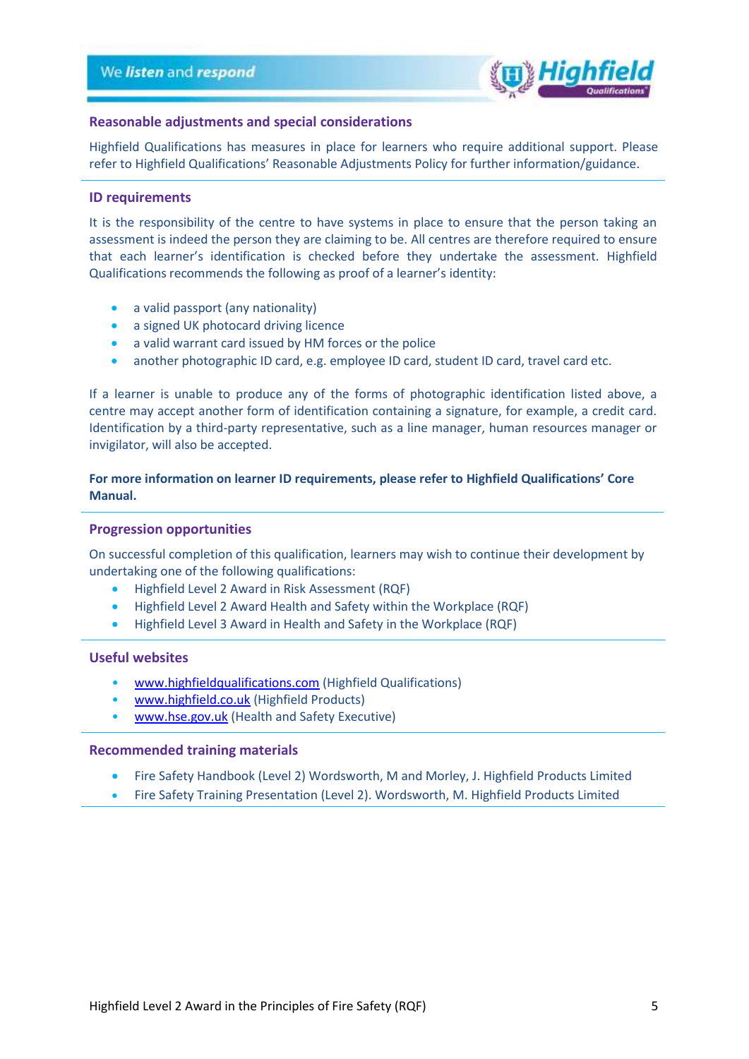## Reasonable adjustments and special considerations

Highfield Qualifications has measures in place for learners who require additional support. Please refer to Highfield Qualifications' Reasonable Adjustments Policy for further information/guidance.

## ID requirements

It is the responsibility of the centre to have systems in place to ensure that the person taking an assessment is indeed the person they are claiming to be. All centres are therefore required to ensure that each learner's identification is checked before they undertake the assessment. Highfield Qualifications recommends the following as proof of a learner's identity:

- a valid passport (any nationality)
- a signed UK photocard driving licence
- a valid warrant card issued by HM forces or the police
- another photographic ID card, e.g. employee ID card, student ID card, travel card etc.

If a learner is unable to produce any of the forms of photographic identification listed above, a centre may accept another form of identification containing a signature, for example, a credit card. Identification by a third-party representative, such as a line manager, human resources manager or invigilator, will also be accepted.

**For more information on learner ID requirements, please refer to Highfield Qualifications' Core Manual.**

## Progression opportunities

On successful completion of this qualification, learners may wish to continue their development by undertaking one of the following qualifications:

- Highfield Level 2 Award in Risk Assessment (RQF)
- Highfield Level 2 Award Health and Safety within the Workplace (RQF)
- Highfield Level 3 Award in Health and Safety in the Workplace (RQF)

## Useful websites

- www.highfieldqualifications.com (Highfield Qualifications)
- www.highfield.co.uk (Highfield Products)
- www.hse.gov.uk (Health and Safety Executive)

## Recommended training materials

- Fire Safety Handbook (Level 2) Wordsworth, M and Morley, J. Highfield Products Limited
- Fire Safety Training Presentation (Level 2). Wordsworth, M. Highfield Products Limited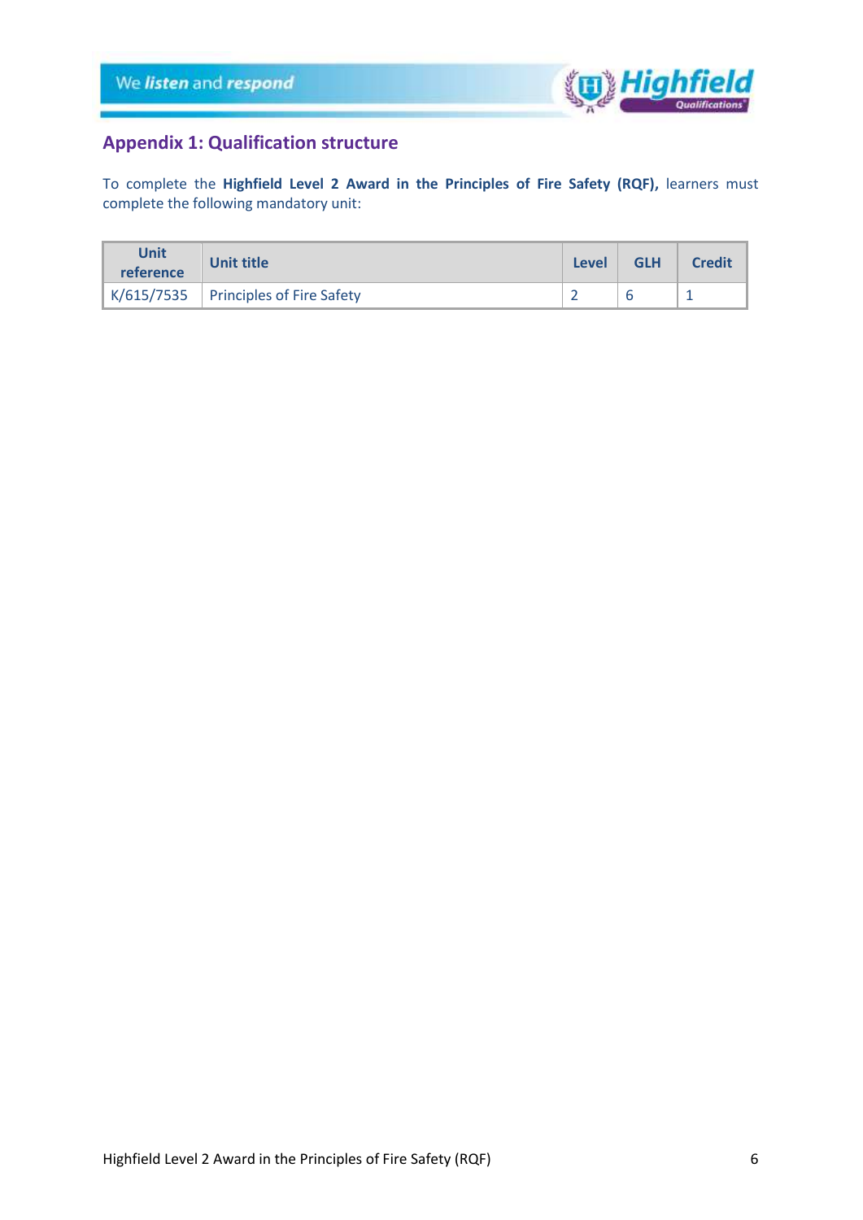## Appendix 1: Qualification structure

To complete the **Highfield Level 2 Award in the Principles of Fire Safety (RQF),** learners must complete the following mandatory unit:

| Unit reference | Unit title | Level | GLH | Credit |
|---|---|---|---|---|
| K/615/7535 | Principles of Fire Safety | 2 | 6 | 1 |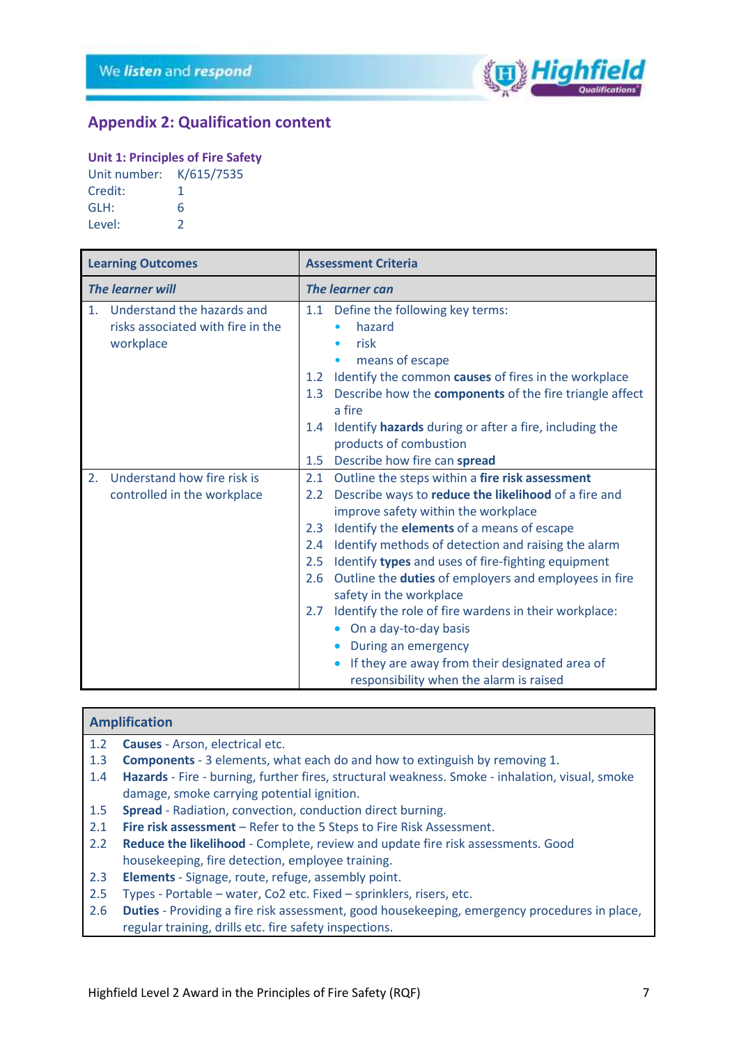## Appendix 2: Qualification content

### Unit 1: Principles of Fire Safety

Unit number: K/615/7535
Credit: 1
GLH: 6
Level: 2

| Learning Outcomes | Assessment Criteria |
|---|---|
| ***The learner will*** | ***The learner can*** |
| 1. Understand the hazards and risks associated with fire in the workplace | 1.1 Define the following key terms:<br>• hazard<br>• risk<br>• means of escape<br>1.2 Identify the common **causes** of fires in the workplace<br>1.3 Describe how the **components** of the fire triangle affect a fire<br>1.4 Identify **hazards** during or after a fire, including the products of combustion<br>1.5 Describe how fire can **spread** |
| 2. Understand how fire risk is controlled in the workplace | 2.1 Outline the steps within a **fire risk assessment**<br>2.2 Describe ways to **reduce the likelihood** of a fire and improve safety within the workplace<br>2.3 Identify the **elements** of a means of escape<br>2.4 Identify methods of detection and raising the alarm<br>2.5 Identify **types** and uses of fire-fighting equipment<br>2.6 Outline the **duties** of employers and employees in fire safety in the workplace<br>2.7 Identify the role of fire wardens in their workplace:<br>• On a day-to-day basis<br>• During an emergency<br>• If they are away from their designated area of responsibility when the alarm is raised |

| Amplification | |
|---|---|
| 1.2 | **Causes** - Arson, electrical etc. |
| 1.3 | **Components** - 3 elements, what each do and how to extinguish by removing 1. |
| 1.4 | **Hazards** - Fire - burning, further fires, structural weakness. Smoke - inhalation, visual, smoke damage, smoke carrying potential ignition. |
| 1.5 | **Spread** - Radiation, convection, conduction direct burning. |
| 2.1 | **Fire risk assessment** – Refer to the 5 Steps to Fire Risk Assessment. |
| 2.2 | **Reduce the likelihood** - Complete, review and update fire risk assessments. Good housekeeping, fire detection, employee training. |
| 2.3 | **Elements** - Signage, route, refuge, assembly point. |
| 2.5 | Types - Portable – water, Co2 etc. Fixed – sprinklers, risers, etc. |
| 2.6 | **Duties** - Providing a fire risk assessment, good housekeeping, emergency procedures in place, regular training, drills etc. fire safety inspections. |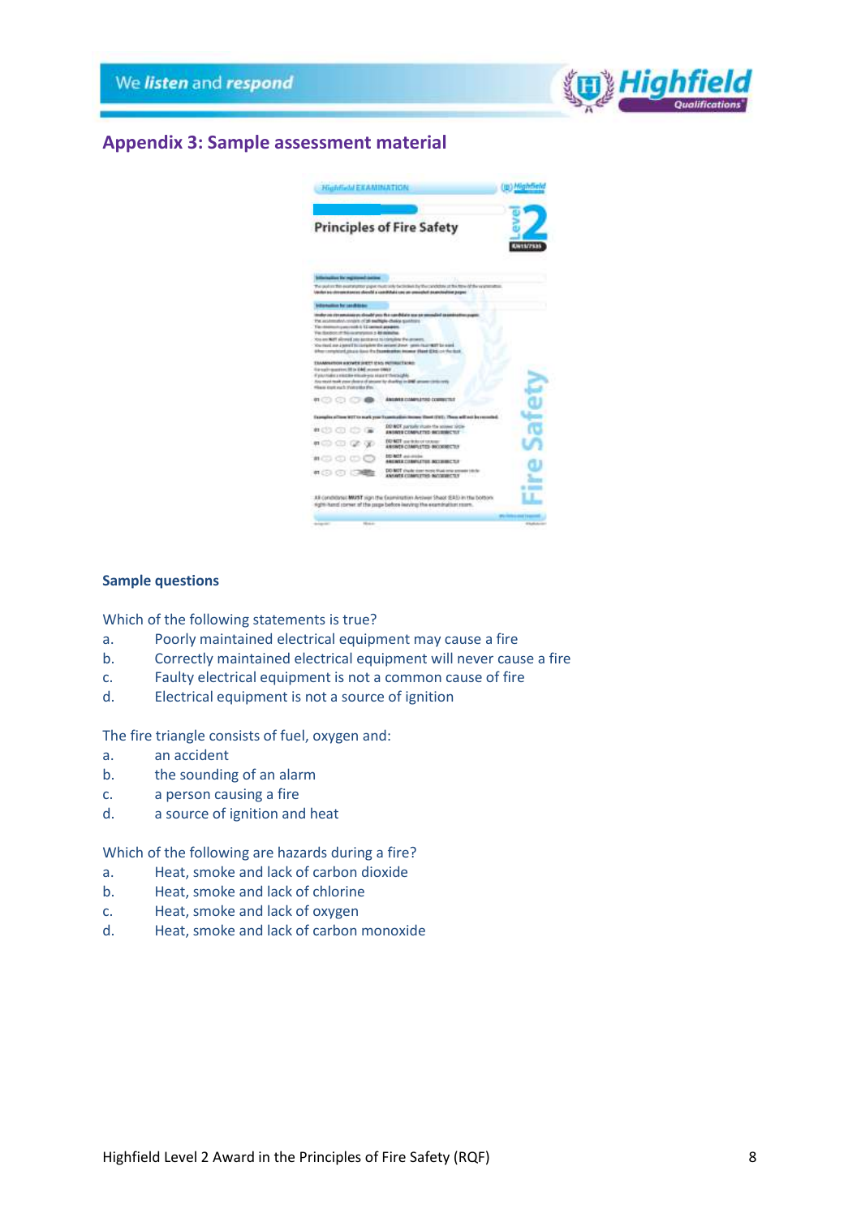## Appendix 3: Sample assessment material

### Sample questions

Which of the following statements is true?

a. Poorly maintained electrical equipment may cause a fire
b. Correctly maintained electrical equipment will never cause a fire
c. Faulty electrical equipment is not a common cause of fire
d. Electrical equipment is not a source of ignition

The fire triangle consists of fuel, oxygen and:

a. an accident
b. the sounding of an alarm
c. a person causing a fire
d. a source of ignition and heat

Which of the following are hazards during a fire?

a. Heat, smoke and lack of carbon dioxide
b. Heat, smoke and lack of chlorine
c. Heat, smoke and lack of oxygen
d. Heat, smoke and lack of carbon monoxide